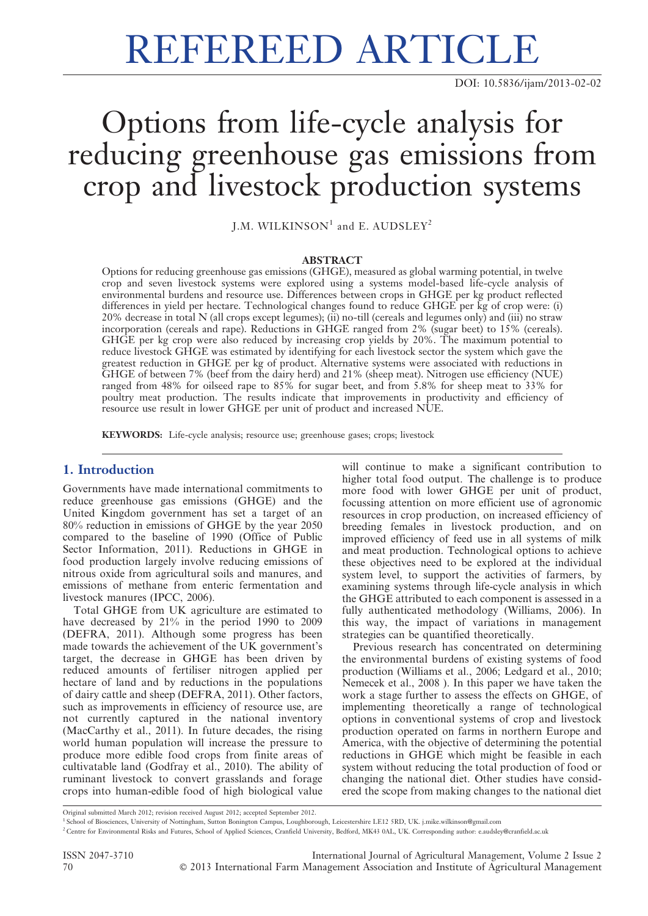# REFEREED ARTICLE

DOI: 10.5836/ijam/2013-02-02

# Options from life-cycle analysis for reducing greenhouse gas emissions from crop and livestock production systems

J.M. WILKINSON[1] and E. AUDSLEY[2]

## ABSTRACT

Options for reducing greenhouse gas emissions (GHGE), measured as global warming potential, in twelve crop and seven livestock systems were explored using a systems model-based life-cycle analysis of environmental burdens and resource use. Differences between crops in GHGE per kg product reflected differences in yield per hectare. Technological changes found to reduce GHGE per kg of crop were: (i) 20% decrease in total N (all crops except legumes); (ii) no-till (cereals and legumes only) and (iii) no straw incorporation (cereals and rape). Reductions in GHGE ranged from 2% (sugar beet) to 15% (cereals). GHGE per kg crop were also reduced by increasing crop yields by 20%. The maximum potential to reduce livestock GHGE was estimated by identifying for each livestock sector the system which gave the greatest reduction in GHGE per kg of product. Alternative systems were associated with reductions in GHGE of between 7% (beef from the dairy herd) and 21% (sheep meat). Nitrogen use efficiency (NUE) ranged from 48% for oilseed rape to 85% for sugar beet, and from 5.8% for sheep meat to 33% for poultry meat production. The results indicate that improvements in productivity and efficiency of resource use result in lower GHGE per unit of product and increased NUE.

**KEYWORDS:** Life-cycle analysis; resource use; greenhouse gases; crops; livestock

## 1. Introduction

Governments have made international commitments to reduce greenhouse gas emissions (GHGE) and the United Kingdom government has set a target of an 80% reduction in emissions of GHGE by the year 2050 compared to the baseline of 1990 (Office of Public Sector Information, 2011). Reductions in GHGE in food production largely involve reducing emissions of nitrous oxide from agricultural soils and manures, and emissions of methane from enteric fermentation and livestock manures (IPCC, 2006).

Total GHGE from UK agriculture are estimated to have decreased by 21% in the period 1990 to 2009 (DEFRA, 2011). Although some progress has been made towards the achievement of the UK government's target, the decrease in GHGE has been driven by reduced amounts of fertiliser nitrogen applied per hectare of land and by reductions in the populations of dairy cattle and sheep (DEFRA, 2011). Other factors, such as improvements in efficiency of resource use, are not currently captured in the national inventory (MacCarthy et al., 2011). In future decades, the rising world human population will increase the pressure to produce more edible food crops from finite areas of cultivatable land (Godfray et al., 2010). The ability of ruminant livestock to convert grasslands and forage crops into human-edible food of high biological value will continue to make a significant contribution to higher total food output. The challenge is to produce more food with lower GHGE per unit of product, focussing attention on more efficient use of agronomic resources in crop production, on increased efficiency of breeding females in livestock production, and on improved efficiency of feed use in all systems of milk and meat production. Technological options to achieve these objectives need to be explored at the individual system level, to support the activities of farmers, by examining systems through life-cycle analysis in which the GHGE attributed to each component is assessed in a fully authenticated methodology (Williams, 2006). In this way, the impact of variations in management strategies can be quantified theoretically.

Previous research has concentrated on determining the environmental burdens of existing systems of food production (Williams et al., 2006; Ledgard et al., 2010; Nemecek et al., 2008 ). In this paper we have taken the work a stage further to assess the effects on GHGE, of implementing theoretically a range of technological options in conventional systems of crop and livestock production operated on farms in northern Europe and America, with the objective of determining the potential reductions in GHGE which might be feasible in each system without reducing the total production of food or changing the national diet. Other studies have considered the scope from making changes to the national diet

Original submitted March 2012; revision received August 2012; accepted September 2012.

[1] School of Biosciences, University of Nottingham, Sutton Bonington Campus, Loughborough, Leicestershire LE12 5RD, UK. j.mike.wilkinson@gmail.com

[2] Centre for Environmental Risks and Futures, School of Applied Sciences, Cranfield University, Bedford, MK43 0AL, UK. Corresponding author: e.audsley@cranfield.ac.uk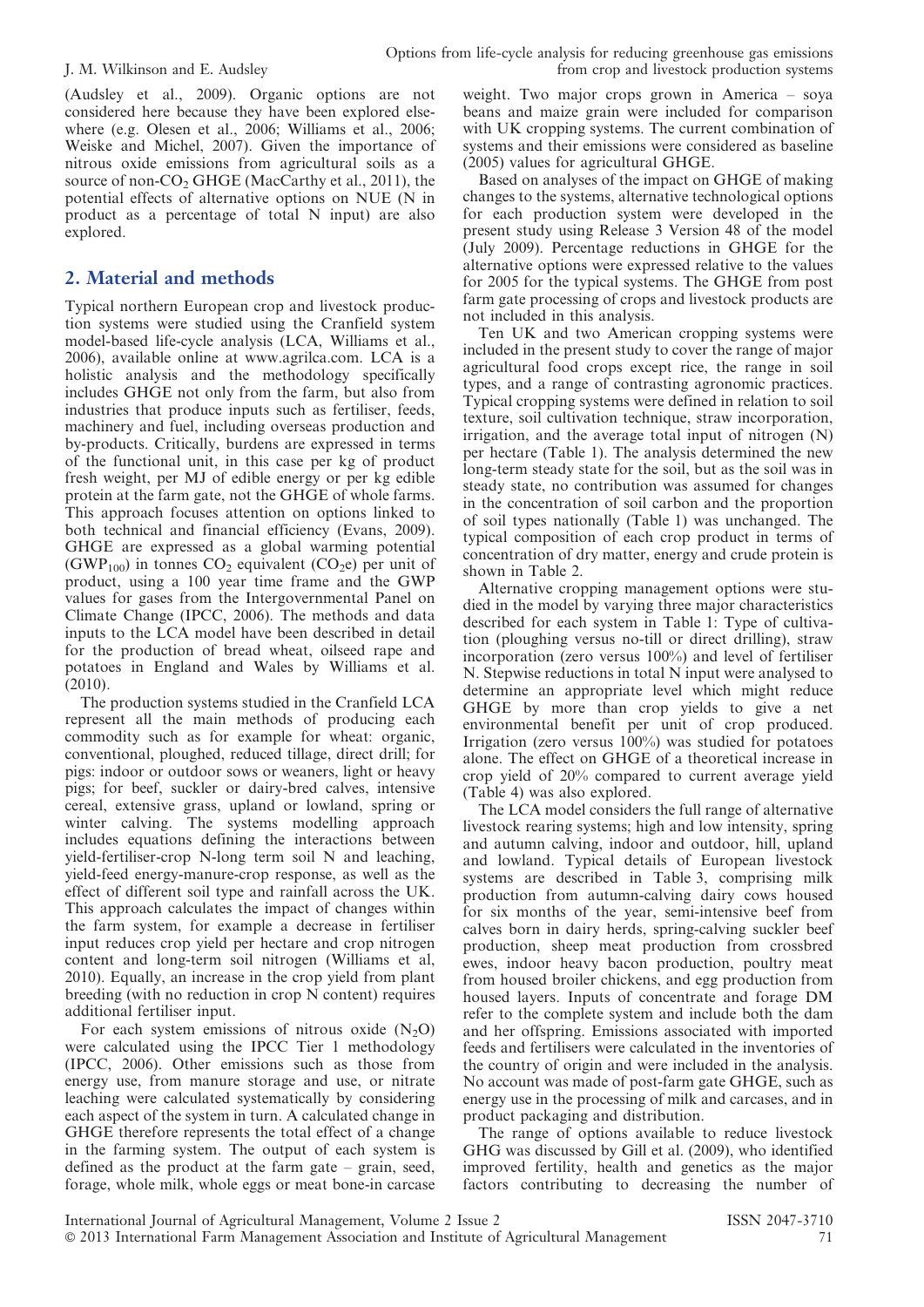(Audsley et al., 2009). Organic options are not considered here because they have been explored elsewhere (e.g. Olesen et al., 2006; Williams et al., 2006; Weiske and Michel, 2007). Given the importance of nitrous oxide emissions from agricultural soils as a source of non-$CO_2$ GHGE (MacCarthy et al., 2011), the potential effects of alternative options on NUE (N in product as a percentage of total N input) are also explored.

## 2. Material and methods

Typical northern European crop and livestock production systems were studied using the Cranfield system model-based life-cycle analysis (LCA, Williams et al., 2006), available online at www.agrilca.com. LCA is a holistic analysis and the methodology specifically includes GHGE not only from the farm, but also from industries that produce inputs such as fertiliser, feeds, machinery and fuel, including overseas production and by-products. Critically, burdens are expressed in terms of the functional unit, in this case per kg of product fresh weight, per MJ of edible energy or per kg edible protein at the farm gate, not the GHGE of whole farms. This approach focuses attention on options linked to both technical and financial efficiency (Evans, 2009). GHGE are expressed as a global warming potential ($GWP_{100}$) in tonnes $CO_2$ equivalent ($CO_2$e) per unit of product, using a 100 year time frame and the GWP values for gases from the Intergovernmental Panel on Climate Change (IPCC, 2006). The methods and data inputs to the LCA model have been described in detail for the production of bread wheat, oilseed rape and potatoes in England and Wales by Williams et al. (2010).

The production systems studied in the Cranfield LCA represent all the main methods of producing each commodity such as for example for wheat: organic, conventional, ploughed, reduced tillage, direct drill; for pigs: indoor or outdoor sows or weaners, light or heavy pigs; for beef, suckler or dairy-bred calves, intensive cereal, extensive grass, upland or lowland, spring or winter calving. The systems modelling approach includes equations defining the interactions between yield-fertiliser-crop N-long term soil N and leaching, yield-feed energy-manure-crop response, as well as the effect of different soil type and rainfall across the UK. This approach calculates the impact of changes within the farm system, for example a decrease in fertiliser input reduces crop yield per hectare and crop nitrogen content and long-term soil nitrogen (Williams et al, 2010). Equally, an increase in the crop yield from plant breeding (with no reduction in crop N content) requires additional fertiliser input.

For each system emissions of nitrous oxide ($N_2O$) were calculated using the IPCC Tier 1 methodology (IPCC, 2006). Other emissions such as those from energy use, from manure storage and use, or nitrate leaching were calculated systematically by considering each aspect of the system in turn. A calculated change in GHGE therefore represents the total effect of a change in the farming system. The output of each system is defined as the product at the farm gate – grain, seed, forage, whole milk, whole eggs or meat bone-in carcase weight. Two major crops grown in America – soya beans and maize grain were included for comparison with UK cropping systems. The current combination of systems and their emissions were considered as baseline (2005) values for agricultural GHGE.

Based on analyses of the impact on GHGE of making changes to the systems, alternative technological options for each production system were developed in the present study using Release 3 Version 48 of the model (July 2009). Percentage reductions in GHGE for the alternative options were expressed relative to the values for 2005 for the typical systems. The GHGE from post farm gate processing of crops and livestock products are not included in this analysis.

Ten UK and two American cropping systems were included in the present study to cover the range of major agricultural food crops except rice, the range in soil types, and a range of contrasting agronomic practices. Typical cropping systems were defined in relation to soil texture, soil cultivation technique, straw incorporation, irrigation, and the average total input of nitrogen (N) per hectare (Table 1). The analysis determined the new long-term steady state for the soil, but as the soil was in steady state, no contribution was assumed for changes in the concentration of soil carbon and the proportion of soil types nationally (Table 1) was unchanged. The typical composition of each crop product in terms of concentration of dry matter, energy and crude protein is shown in Table 2.

Alternative cropping management options were studied in the model by varying three major characteristics described for each system in Table 1: Type of cultivation (ploughing versus no-till or direct drilling), straw incorporation (zero versus 100%) and level of fertiliser N. Stepwise reductions in total N input were analysed to determine an appropriate level which might reduce GHGE by more than crop yields to give a net environmental benefit per unit of crop produced. Irrigation (zero versus 100%) was studied for potatoes alone. The effect on GHGE of a theoretical increase in crop yield of 20% compared to current average yield (Table 4) was also explored.

The LCA model considers the full range of alternative livestock rearing systems; high and low intensity, spring and autumn calving, indoor and outdoor, hill, upland and lowland. Typical details of European livestock systems are described in Table 3, comprising milk production from autumn-calving dairy cows housed for six months of the year, semi-intensive beef from calves born in dairy herds, spring-calving suckler beef production, sheep meat production from crossbred ewes, indoor heavy bacon production, poultry meat from housed broiler chickens, and egg production from housed layers. Inputs of concentrate and forage DM refer to the complete system and include both the dam and her offspring. Emissions associated with imported feeds and fertilisers were calculated in the inventories of the country of origin and were included in the analysis. No account was made of post-farm gate GHGE, such as energy use in the processing of milk and carcases, and in product packaging and distribution.

The range of options available to reduce livestock GHG was discussed by Gill et al. (2009), who identified improved fertility, health and genetics as the major factors contributing to decreasing the number of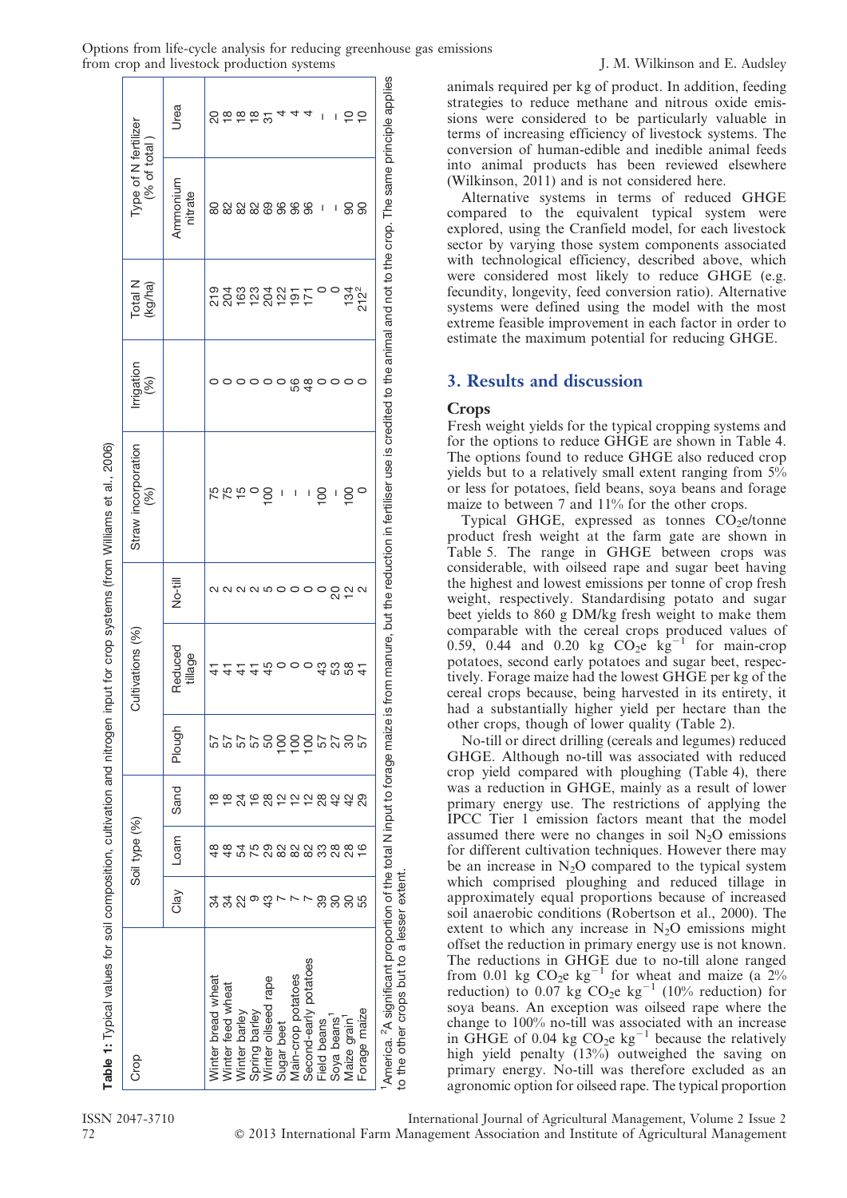**Table 1:** Typical values for soil composition, cultivation and nitrogen input for crop systems (from Williams et al., 2006)

| Crop | Soil type (%) | | | Cultivations (%) | | | Straw incorporation (%) | Irrigation (%) | Total N (kg/ha) | Type of N fertilizer (% of total) | |
|---|---|---|---|---|---|---|---|---|---|---|---|
| | Clay | Loam | Sand | Plough | Reduced tillage | No-till | | | | Ammonium nitrate | Urea |
| Winter bread wheat | 34 | 48 | 18 | 57 | 41 | 2 | 75 | 0 | 219 | 80 | 20 |
| Winter feed wheat | 34 | 48 | 18 | 57 | 41 | 2 | 75 | 0 | 204 | 82 | 18 |
| Winter barley | 22 | 54 | 24 | 57 | 41 | 2 | 15 | 0 | 163 | 82 | 18 |
| Spring barley | 9 | 75 | 16 | 57 | 41 | 2 | 0 | 0 | 123 | 82 | 18 |
| Winter oilseed rape | 43 | 29 | 28 | 50 | 45 | 5 | 100 | 0 | 204 | 69 | 31 |
| Sugar beet | 7 | 82 | 12 | 100 | 0 | 0 | – | 0 | 122 | 96 | 4 |
| Main-crop potatoes | 7 | 82 | 12 | 100 | 0 | 0 | – | 56 | 191 | 96 | 4 |
| Second-early potatoes | 7 | 82 | 12 | 100 | 0 | 0 | – | 48 | 171 | 96 | 4 |
| Field beans | 39 | 33 | 28 | 57 | 43 | 0 | 100 | 0 | 0 | – | – |
| Soya beans[1] | 30 | 28 | 42 | 27 | 53 | 20 | – | 0 | 0 | – | – |
| Maize grain[1] | 30 | 28 | 42 | 30 | 58 | 12 | 100 | 0 | 134 | 90 | 10 |
| Forage maize | 55 | 16 | 29 | 57 | 41 | 2 | 0 | 0 | 212[2] | 90 | 10 |

[1]America. [2]A significant proportion of the total N input to forage maize is from manure, but the reduction in fertiliser use is credited to the animal and not to the crop. The same principle applies to the other crops but to a lesser extent.

animals required per kg of product. In addition, feeding strategies to reduce methane and nitrous oxide emissions were considered to be particularly valuable in terms of increasing efficiency of livestock systems. The conversion of human-edible and inedible animal feeds into animal products has been reviewed elsewhere (Wilkinson, 2011) and is not considered here.

Alternative systems in terms of reduced GHGE compared to the equivalent typical system were explored, using the Cranfield model, for each livestock sector by varying those system components associated with technological efficiency, described above, which were considered most likely to reduce GHGE (e.g. fecundity, longevity, feed conversion ratio). Alternative systems were defined using the model with the most extreme feasible improvement in each factor in order to estimate the maximum potential for reducing GHGE.

## 3. Results and discussion

### Crops

Fresh weight yields for the typical cropping systems and for the options to reduce GHGE are shown in Table 4. The options found to reduce GHGE also reduced crop yields but to a relatively small extent ranging from 5% or less for potatoes, field beans, soya beans and forage maize to between 7 and 11% for the other crops.

Typical GHGE, expressed as tonnes $CO_2$e/tonne product fresh weight at the farm gate are shown in Table 5. The range in GHGE between crops was considerable, with oilseed rape and sugar beet having the highest and lowest emissions per tonne of crop fresh weight, respectively. Standardising potato and sugar beet yields to 860 g DM/kg fresh weight to make them comparable with the cereal crops produced values of 0.59, 0.44 and 0.20 kg $CO_2$e $kg^{-1}$ for main-crop potatoes, second early potatoes and sugar beet, respectively. Forage maize had the lowest GHGE per kg of the cereal crops because, being harvested in its entirety, it had a substantially higher yield per hectare than the other crops, though of lower quality (Table 2).

No-till or direct drilling (cereals and legumes) reduced GHGE. Although no-till was associated with reduced crop yield compared with ploughing (Table 4), there was a reduction in GHGE, mainly as a result of lower primary energy use. The restrictions of applying the IPCC Tier 1 emission factors meant that the model assumed there were no changes in soil $N_2O$ emissions for different cultivation techniques. However there may be an increase in $N_2O$ compared to the typical system which comprised ploughing and reduced tillage in approximately equal proportions because of increased soil anaerobic conditions (Robertson et al., 2000). The extent to which any increase in $N_2O$ emissions might offset the reduction in primary energy use is not known. The reductions in GHGE due to no-till alone ranged from 0.01 kg $CO_2$e $kg^{-1}$ for wheat and maize (a 2% reduction) to 0.07 kg $CO_2$e $kg^{-1}$ (10% reduction) for soya beans. An exception was oilseed rape where the change to 100% no-till was associated with an increase in GHGE of 0.04 kg $CO_2$e $kg^{-1}$ because the relatively high yield penalty (13%) outweighed the saving on primary energy. No-till was therefore excluded as an agronomic option for oilseed rape. The typical proportion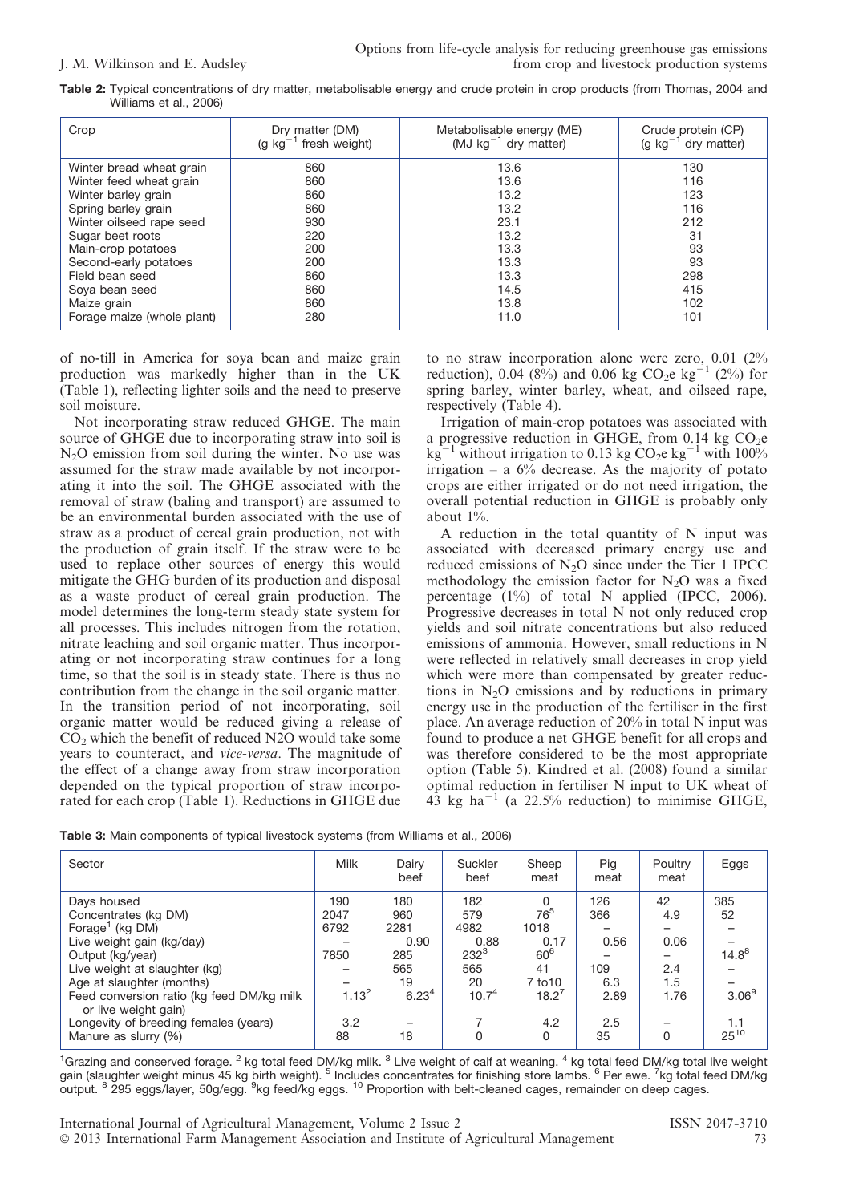**Table 2:** Typical concentrations of dry matter, metabolisable energy and crude protein in crop products (from Thomas, 2004 and Williams et al., 2006)

| Crop | Dry matter (DM) (g $kg^{-1}$ fresh weight) | Metabolisable energy (ME) (MJ $kg^{-1}$ dry matter) | Crude protein (CP) (g $kg^{-1}$ dry matter) |
|---|---|---|---|
| Winter bread wheat grain | 860 | 13.6 | 130 |
| Winter feed wheat grain | 860 | 13.6 | 116 |
| Winter barley grain | 860 | 13.2 | 123 |
| Spring barley grain | 860 | 13.2 | 116 |
| Winter oilseed rape seed | 930 | 23.1 | 212 |
| Sugar beet roots | 220 | 13.2 | 31 |
| Main-crop potatoes | 200 | 13.3 | 93 |
| Second-early potatoes | 200 | 13.3 | 93 |
| Field bean seed | 860 | 13.3 | 298 |
| Soya bean seed | 860 | 14.5 | 415 |
| Maize grain | 860 | 13.8 | 102 |
| Forage maize (whole plant) | 280 | 11.0 | 101 |

of no-till in America for soya bean and maize grain production was markedly higher than in the UK (Table 1), reflecting lighter soils and the need to preserve soil moisture.

Not incorporating straw reduced GHGE. The main source of GHGE due to incorporating straw into soil is $N_2O$ emission from soil during the winter. No use was assumed for the straw made available by not incorporating it into the soil. The GHGE associated with the removal of straw (baling and transport) are assumed to be an environmental burden associated with the use of straw as a product of cereal grain production, not with the production of grain itself. If the straw were to be used to replace other sources of energy this would mitigate the GHG burden of its production and disposal as a waste product of cereal grain production. The model determines the long-term steady state system for all processes. This includes nitrogen from the rotation, nitrate leaching and soil organic matter. Thus incorporating or not incorporating straw continues for a long time, so that the soil is in steady state. There is thus no contribution from the change in the soil organic matter. In the transition period of not incorporating, soil organic matter would be reduced giving a release of $CO_2$ which the benefit of reduced N2O would take some years to counteract, and *vice-versa*. The magnitude of the effect of a change away from straw incorporation depended on the typical proportion of straw incorporated for each crop (Table 1). Reductions in GHGE due to no straw incorporation alone were zero, 0.01 (2% reduction), 0.04 (8%) and 0.06 kg $CO_2$e $kg^{-1}$ (2%) for spring barley, winter barley, wheat, and oilseed rape, respectively (Table 4).

Irrigation of main-crop potatoes was associated with a progressive reduction in GHGE, from 0.14 kg $CO_2$e $kg^{-1}$ without irrigation to 0.13 kg $CO_2$e $kg^{-1}$ with 100% irrigation – a 6% decrease. As the majority of potato crops are either irrigated or do not need irrigation, the overall potential reduction in GHGE is probably only about 1%.

A reduction in the total quantity of N input was associated with decreased primary energy use and reduced emissions of $N_2O$ since under the Tier 1 IPCC methodology the emission factor for $N_2O$ was a fixed percentage (1%) of total N applied (IPCC, 2006). Progressive decreases in total N not only reduced crop yields and soil nitrate concentrations but also reduced emissions of ammonia. However, small reductions in N were reflected in relatively small decreases in crop yield which were more than compensated by greater reductions in $N_2O$ emissions and by reductions in primary energy use in the production of the fertiliser in the first place. An average reduction of 20% in total N input was found to produce a net GHGE benefit for all crops and was therefore considered to be the most appropriate option (Table 5). Kindred et al. (2008) found a similar optimal reduction in fertiliser N input to UK wheat of 43 kg $ha^{-1}$ (a 22.5% reduction) to minimise GHGE,

**Table 3:** Main components of typical livestock systems (from Williams et al., 2006)

| Sector | Milk | Dairy beef | Suckler beef | Sheep meat | Pig meat | Poultry meat | Eggs |
|---|---|---|---|---|---|---|---|
| Days housed | 190 | 180 | 182 | 0 | 126 | 42 | 385 |
| Concentrates (kg DM) | 2047 | 960 | 579 | 76[5] | 366 | 4.9 | 52 |
| Forage[1] (kg DM) | 6792 | 2281 | 4982 | 1018 | – | – | – |
| Live weight gain (kg/day) | – | 0.90 | 0.88 | 0.17 | 0.56 | 0.06 | – |
| Output (kg/year) | 7850 | 285 | 232[3] | 60[6] | – | – | 14.8[8] |
| Live weight at slaughter (kg) | – | 565 | 565 | 41 | 109 | 2.4 | – |
| Age at slaughter (months) | – | 19 | 20 | 7 to10 | 6.3 | 1.5 | – |
| Feed conversion ratio (kg feed DM/kg milk or live weight gain) | 1.13[2] | 6.23[4] | 10.7[4] | 18.2[7] | 2.89 | 1.76 | 3.06[9] |
| Longevity of breeding females (years) | 3.2 | – | 7 | 4.2 | 2.5 | – | 1.1 |
| Manure as slurry (%) | 88 | 18 | 0 | 0 | 35 | 0 | 25[10] |

[1]Grazing and conserved forage. [2] kg total feed DM/kg milk. [3] Live weight of calf at weaning. [4] kg total feed DM/kg total live weight gain (slaughter weight minus 45 kg birth weight). [5] Includes concentrates for finishing store lambs. [6] Per ewe. [7]kg total feed DM/kg output. [8] 295 eggs/layer, 50g/egg. [9]kg feed/kg eggs. [10] Proportion with belt-cleaned cages, remainder on deep cages.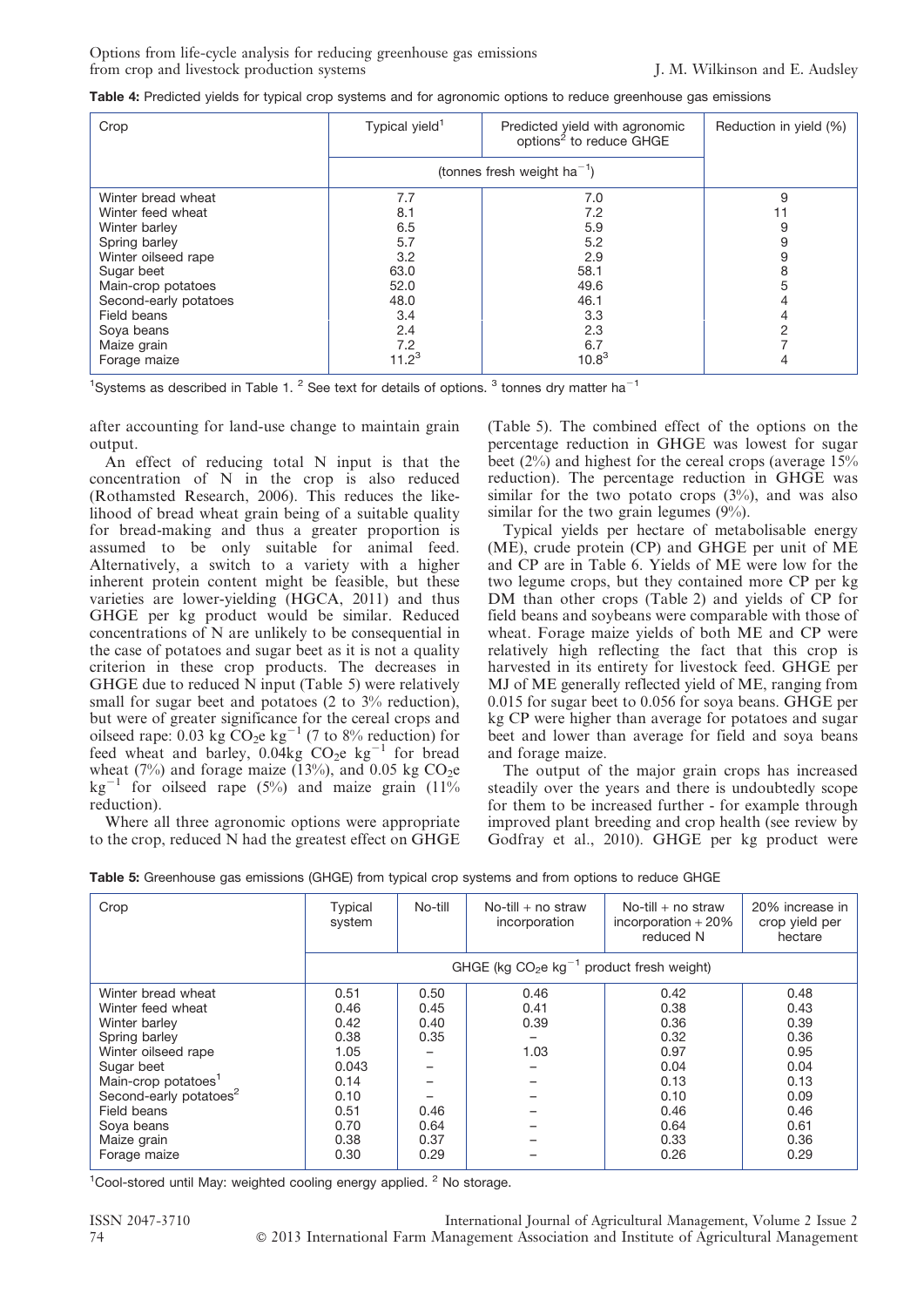**Table 4:** Predicted yields for typical crop systems and for agronomic options to reduce greenhouse gas emissions

| Crop | Typical yield[1] | Predicted yield with agronomic options[2] to reduce GHGE | Reduction in yield (%) |
|---|---|---|---|
| | (tonnes fresh weight $ha^{-1}$) | | |
| Winter bread wheat | 7.7 | 7.0 | 9 |
| Winter feed wheat | 8.1 | 7.2 | 11 |
| Winter barley | 6.5 | 5.9 | 9 |
| Spring barley | 5.7 | 5.2 | 9 |
| Winter oilseed rape | 3.2 | 2.9 | 9 |
| Sugar beet | 63.0 | 58.1 | 8 |
| Main-crop potatoes | 52.0 | 49.6 | 5 |
| Second-early potatoes | 48.0 | 46.1 | 4 |
| Field beans | 3.4 | 3.3 | 4 |
| Soya beans | 2.4 | 2.3 | 2 |
| Maize grain | 7.2 | 6.7 | 7 |
| Forage maize | 11.2[3] | 10.8[3] | 4 |

[1]Systems as described in Table 1. [2] See text for details of options. [3] tonnes dry matter $ha^{-1}$

after accounting for land-use change to maintain grain output.

An effect of reducing total N input is that the concentration of N in the crop is also reduced (Rothamsted Research, 2006). This reduces the likelihood of bread wheat grain being of a suitable quality for bread-making and thus a greater proportion is assumed to be only suitable for animal feed. Alternatively, a switch to a variety with a higher inherent protein content might be feasible, but these varieties are lower-yielding (HGCA, 2011) and thus GHGE per kg product would be similar. Reduced concentrations of N are unlikely to be consequential in the case of potatoes and sugar beet as it is not a quality criterion in these crop products. The decreases in GHGE due to reduced N input (Table 5) were relatively small for sugar beet and potatoes (2 to 3% reduction), but were of greater significance for the cereal crops and oilseed rape: 0.03 kg $CO_2e$ $kg^{-1}$ (7 to 8% reduction) for feed wheat and barley, 0.04kg $CO_2e$ $kg^{-1}$ for bread wheat (7%) and forage maize (13%), and 0.05 kg $CO_2e$ $kg^{-1}$ for oilseed rape (5%) and maize grain (11% reduction).

Where all three agronomic options were appropriate to the crop, reduced N had the greatest effect on GHGE (Table 5). The combined effect of the options on the percentage reduction in GHGE was lowest for sugar beet (2%) and highest for the cereal crops (average 15% reduction). The percentage reduction in GHGE was similar for the two potato crops (3%), and was also similar for the two grain legumes (9%).

Typical yields per hectare of metabolisable energy (ME), crude protein (CP) and GHGE per unit of ME and CP are in Table 6. Yields of ME were low for the two legume crops, but they contained more CP per kg DM than other crops (Table 2) and yields of CP for field beans and soybeans were comparable with those of wheat. Forage maize yields of both ME and CP were relatively high reflecting the fact that this crop is harvested in its entirety for livestock feed. GHGE per MJ of ME generally reflected yield of ME, ranging from 0.015 for sugar beet to 0.056 for soya beans. GHGE per kg CP were higher than average for potatoes and sugar beet and lower than average for field and soya beans and forage maize.

The output of the major grain crops has increased steadily over the years and there is undoubtedly scope for them to be increased further - for example through improved plant breeding and crop health (see review by Godfray et al., 2010). GHGE per kg product were

**Table 5:** Greenhouse gas emissions (GHGE) from typical crop systems and from options to reduce GHGE

| Crop | Typical system | No-till | No-till + no straw incorporation | No-till + no straw incorporation + 20% reduced N | 20% increase in crop yield per hectare |
|---|---|---|---|---|---|
| | GHGE (kg $CO_2e$ $kg^{-1}$ product fresh weight) | | | | |
| Winter bread wheat | 0.51 | 0.50 | 0.46 | 0.42 | 0.48 |
| Winter feed wheat | 0.46 | 0.45 | 0.41 | 0.38 | 0.43 |
| Winter barley | 0.42 | 0.40 | 0.39 | 0.36 | 0.39 |
| Spring barley | 0.38 | 0.35 | – | 0.32 | 0.36 |
| Winter oilseed rape | 1.05 | – | 1.03 | 0.97 | 0.95 |
| Sugar beet | 0.043 | – | – | 0.04 | 0.04 |
| Main-crop potatoes[1] | 0.14 | – | – | 0.13 | 0.13 |
| Second-early potatoes[2] | 0.10 | – | – | 0.10 | 0.09 |
| Field beans | 0.51 | 0.46 | – | 0.46 | 0.46 |
| Soya beans | 0.70 | 0.64 | – | 0.64 | 0.61 |
| Maize grain | 0.38 | 0.37 | – | 0.33 | 0.36 |
| Forage maize | 0.30 | 0.29 | – | 0.26 | 0.29 |

[1]Cool-stored until May: weighted cooling energy applied. [2] No storage.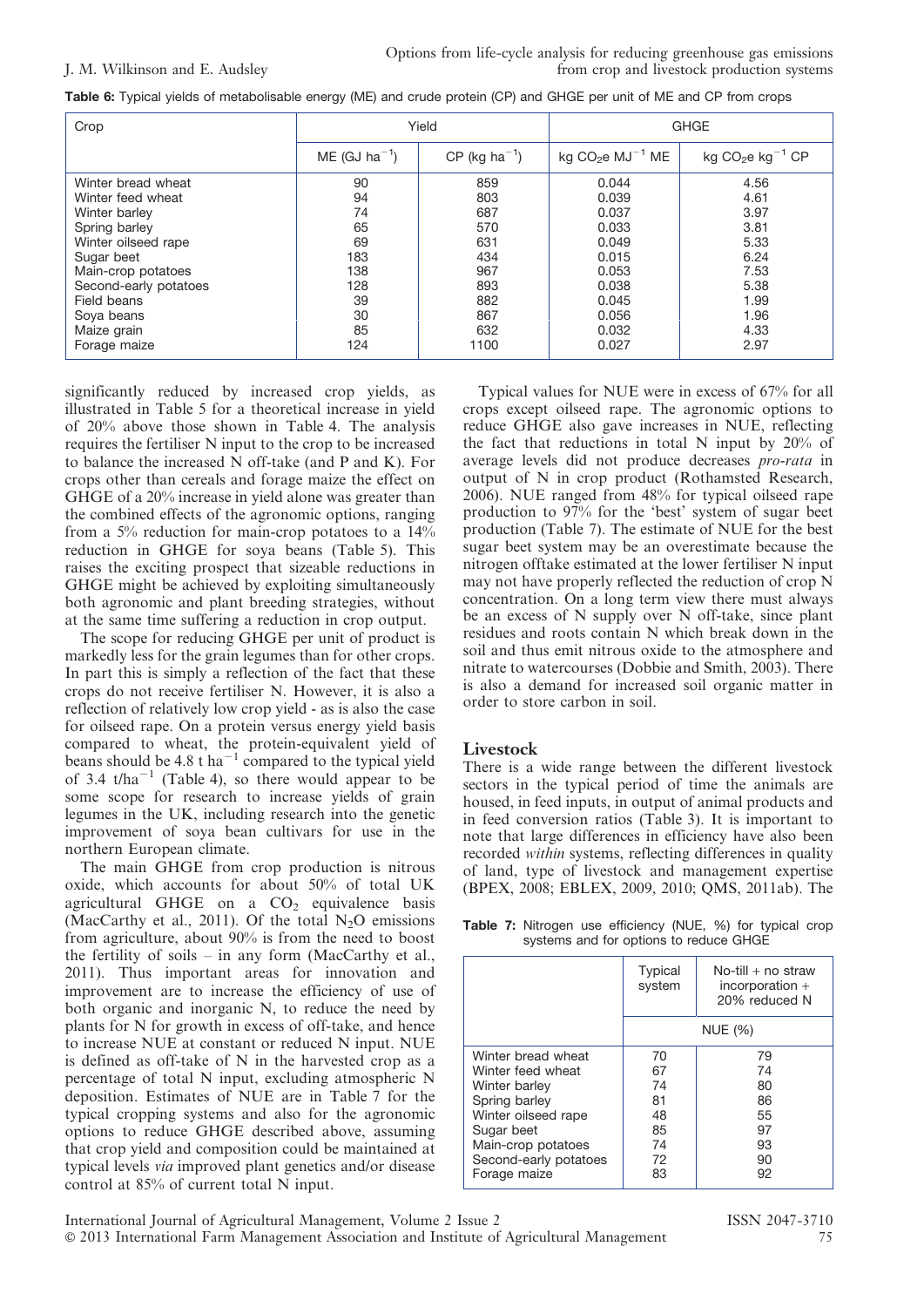**Table 6:** Typical yields of metabolisable energy (ME) and crude protein (CP) and GHGE per unit of ME and CP from crops

| Crop | Yield | | GHGE | |
|---|---|---|---|---|
| | ME (GJ $ha^{-1}$) | CP (kg $ha^{-1}$) | kg $CO_2e$ $MJ^{-1}$ ME | kg $CO_2e$ $kg^{-1}$ CP |
| Winter bread wheat | 90 | 859 | 0.044 | 4.56 |
| Winter feed wheat | 94 | 803 | 0.039 | 4.61 |
| Winter barley | 74 | 687 | 0.037 | 3.97 |
| Spring barley | 65 | 570 | 0.033 | 3.81 |
| Winter oilseed rape | 69 | 631 | 0.049 | 5.33 |
| Sugar beet | 183 | 434 | 0.015 | 6.24 |
| Main-crop potatoes | 138 | 967 | 0.053 | 7.53 |
| Second-early potatoes | 128 | 893 | 0.038 | 5.38 |
| Field beans | 39 | 882 | 0.045 | 1.99 |
| Soya beans | 30 | 867 | 0.056 | 1.96 |
| Maize grain | 85 | 632 | 0.032 | 4.33 |
| Forage maize | 124 | 1100 | 0.027 | 2.97 |

significantly reduced by increased crop yields, as illustrated in Table 5 for a theoretical increase in yield of 20% above those shown in Table 4. The analysis requires the fertiliser N input to the crop to be increased to balance the increased N off-take (and P and K). For crops other than cereals and forage maize the effect on GHGE of a 20% increase in yield alone was greater than the combined effects of the agronomic options, ranging from a 5% reduction for main-crop potatoes to a 14% reduction in GHGE for soya beans (Table 5). This raises the exciting prospect that sizeable reductions in GHGE might be achieved by exploiting simultaneously both agronomic and plant breeding strategies, without at the same time suffering a reduction in crop output.

The scope for reducing GHGE per unit of product is markedly less for the grain legumes than for other crops. In part this is simply a reflection of the fact that these crops do not receive fertiliser N. However, it is also a reflection of relatively low crop yield - as is also the case for oilseed rape. On a protein versus energy yield basis compared to wheat, the protein-equivalent yield of beans should be 4.8 t $ha^{-1}$ compared to the typical yield of 3.4 t/$ha^{-1}$ (Table 4), so there would appear to be some scope for research to increase yields of grain legumes in the UK, including research into the genetic improvement of soya bean cultivars for use in the northern European climate.

The main GHGE from crop production is nitrous oxide, which accounts for about 50% of total UK agricultural GHGE on a $CO_2$ equivalence basis (MacCarthy et al., 2011). Of the total $N_2O$ emissions from agriculture, about 90% is from the need to boost the fertility of soils – in any form (MacCarthy et al., 2011). Thus important areas for innovation and improvement are to increase the efficiency of use of both organic and inorganic N, to reduce the need by plants for N for growth in excess of off-take, and hence to increase NUE at constant or reduced N input. NUE is defined as off-take of N in the harvested crop as a percentage of total N input, excluding atmospheric N deposition. Estimates of NUE are in Table 7 for the typical cropping systems and also for the agronomic options to reduce GHGE described above, assuming that crop yield and composition could be maintained at typical levels *via* improved plant genetics and/or disease control at 85% of current total N input.

Typical values for NUE were in excess of 67% for all crops except oilseed rape. The agronomic options to reduce GHGE also gave increases in NUE, reflecting the fact that reductions in total N input by 20% of average levels did not produce decreases *pro-rata* in output of N in crop product (Rothamsted Research, 2006). NUE ranged from 48% for typical oilseed rape production to 97% for the 'best' system of sugar beet production (Table 7). The estimate of NUE for the best sugar beet system may be an overestimate because the nitrogen offtake estimated at the lower fertiliser N input may not have properly reflected the reduction of crop N concentration. On a long term view there must always be an excess of N supply over N off-take, since plant residues and roots contain N which break down in the soil and thus emit nitrous oxide to the atmosphere and nitrate to watercourses (Dobbie and Smith, 2003). There is also a demand for increased soil organic matter in order to store carbon in soil.

## Livestock

There is a wide range between the different livestock sectors in the typical period of time the animals are housed, in feed inputs, in output of animal products and in feed conversion ratios (Table 3). It is important to note that large differences in efficiency have also been recorded *within* systems, reflecting differences in quality of land, type of livestock and management expertise (BPEX, 2008; EBLEX, 2009, 2010; QMS, 2011ab). The

**Table 7:** Nitrogen use efficiency (NUE, %) for typical crop systems and for options to reduce GHGE

| | Typical system | No-till + no straw incorporation + 20% reduced N |
|---|---|---|
| | NUE (%) | |
| Winter bread wheat | 70 | 79 |
| Winter feed wheat | 67 | 74 |
| Winter barley | 74 | 80 |
| Spring barley | 81 | 86 |
| Winter oilseed rape | 48 | 55 |
| Sugar beet | 85 | 97 |
| Main-crop potatoes | 74 | 93 |
| Second-early potatoes | 72 | 90 |
| Forage maize | 83 | 92 |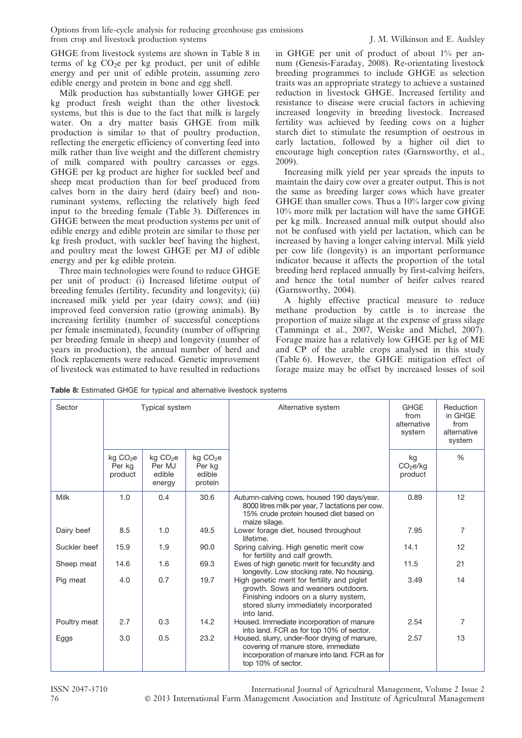GHGE from livestock systems are shown in Table 8 in terms of kg $CO_2$e per kg product, per unit of edible energy and per unit of edible protein, assuming zero edible energy and protein in bone and egg shell.

Milk production has substantially lower GHGE per kg product fresh weight than the other livestock systems, but this is due to the fact that milk is largely water. On a dry matter basis GHGE from milk production is similar to that of poultry production, reflecting the energetic efficiency of converting feed into milk rather than live weight and the different chemistry of milk compared with poultry carcasses or eggs. GHGE per kg product are higher for suckled beef and sheep meat production than for beef produced from calves born in the dairy herd (dairy beef) and non-ruminant systems, reflecting the relatively high feed input to the breeding female (Table 3). Differences in GHGE between the meat production systems per unit of edible energy and edible protein are similar to those per kg fresh product, with suckler beef having the highest, and poultry meat the lowest GHGE per MJ of edible energy and per kg edible protein.

Three main technologies were found to reduce GHGE per unit of product: (i) Increased lifetime output of breeding females (fertility, fecundity and longevity); (ii) increased milk yield per year (dairy cows); and (iii) improved feed conversion ratio (growing animals). By increasing fertility (number of successful conceptions per female inseminated), fecundity (number of offspring per breeding female in sheep) and longevity (number of years in production), the annual number of herd and flock replacements were reduced. Genetic improvement of livestock was estimated to have resulted in reductions in GHGE per unit of product of about 1% per annum (Genesis-Faraday, 2008). Re-orientating livestock breeding programmes to include GHGE as selection traits was an appropriate strategy to achieve a sustained reduction in livestock GHGE. Increased fertility and resistance to disease were crucial factors in achieving increased longevity in breeding livestock. Increased fertility was achieved by feeding cows on a higher starch diet to stimulate the resumption of oestrous in early lactation, followed by a higher oil diet to encourage high conception rates (Garnsworthy, et al., 2009).

Increasing milk yield per year spreads the inputs to maintain the dairy cow over a greater output. This is not the same as breeding larger cows which have greater GHGE than smaller cows. Thus a 10% larger cow giving 10% more milk per lactation will have the same GHGE per kg milk. Increased annual milk output should also not be confused with yield per lactation, which can be increased by having a longer calving interval. Milk yield per cow life (longevity) is an important performance indicator because it affects the proportion of the total breeding herd replaced annually by first-calving heifers, and hence the total number of heifer calves reared (Garnsworthy, 2004).

A highly effective practical measure to reduce methane production by cattle is to increase the proportion of maize silage at the expense of grass silage (Tamminga et al., 2007, Weiske and Michel, 2007). Forage maize has a relatively low GHGE per kg of ME and CP of the arable crops analysed in this study (Table 6). However, the GHGE mitigation effect of forage maize may be offset by increased losses of soil

**Table 8:** Estimated GHGE for typical and alternative livestock systems

| Sector | Typical system | | | Alternative system | GHGE from alternative system | Reduction in GHGE from alternative system |
|---|---|---|---|---|---|---|
| | kg $CO_2$e Per kg product | kg $CO_2$e Per MJ edible energy | kg $CO_2$e Per kg edible protein | | kg $CO_2$e/kg product | % |
| Milk | 1.0 | 0.4 | 30.6 | Autumn-calving cows, housed 190 days/year. 8000 litres milk per year, 7 lactations per cow. 15% crude protein housed diet based on maize silage. | 0.89 | 12 |
| Dairy beef | 8.5 | 1.0 | 49.5 | Lower forage diet, housed throughout lifetime. | 7.95 | 7 |
| Suckler beef | 15.9 | 1.9 | 90.0 | Spring calving. High genetic merit cow for fertility and calf growth. | 14.1 | 12 |
| Sheep meat | 14.6 | 1.6 | 69.3 | Ewes of high genetic merit for fecundity and longevity. Low stocking rate. No housing. | 11.5 | 21 |
| Pig meat | 4.0 | 0.7 | 19.7 | High genetic merit for fertility and piglet growth. Sows and weaners outdoors. Finishing indoors on a slurry system, stored slurry immediately incorporated into land. | 3.49 | 14 |
| Poultry meat | 2.7 | 0.3 | 14.2 | Housed. Immediate incorporation of manure into land. FCR as for top 10% of sector. | 2.54 | 7 |
| Eggs | 3.0 | 0.5 | 23.2 | Housed, slurry, under-floor drying of manure, covering of manure store, immediate incorporation of manure into land. FCR as for top 10% of sector. | 2.57 | 13 |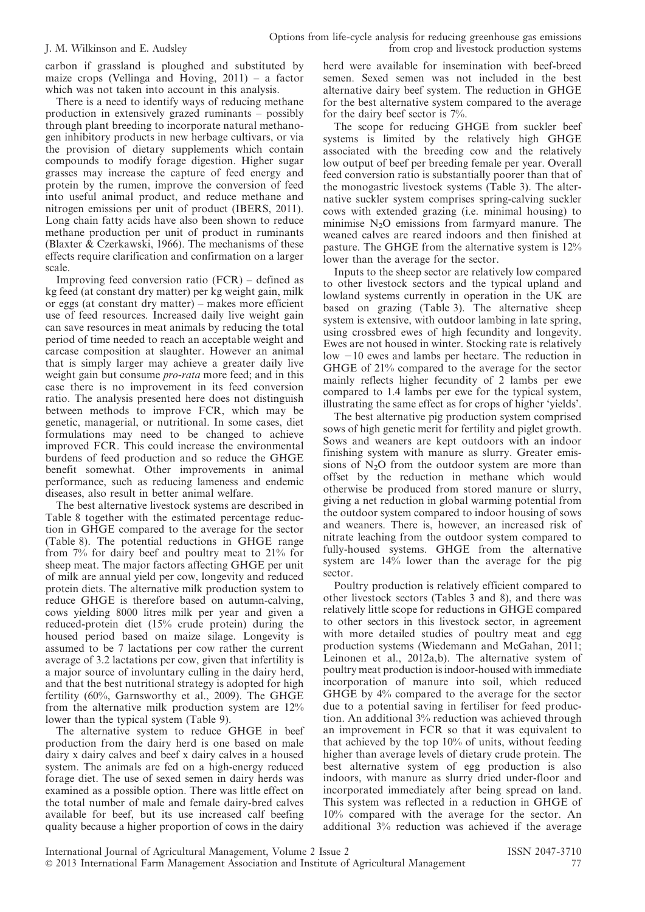carbon if grassland is ploughed and substituted by maize crops (Vellinga and Hoving, 2011) – a factor which was not taken into account in this analysis.

There is a need to identify ways of reducing methane production in extensively grazed ruminants – possibly through plant breeding to incorporate natural methanogen inhibitory products in new herbage cultivars, or via the provision of dietary supplements which contain compounds to modify forage digestion. Higher sugar grasses may increase the capture of feed energy and protein by the rumen, improve the conversion of feed into useful animal product, and reduce methane and nitrogen emissions per unit of product (IBERS, 2011). Long chain fatty acids have also been shown to reduce methane production per unit of product in ruminants (Blaxter & Czerkawski, 1966). The mechanisms of these effects require clarification and confirmation on a larger scale.

Improving feed conversion ratio (FCR) – defined as kg feed (at constant dry matter) per kg weight gain, milk or eggs (at constant dry matter) – makes more efficient use of feed resources. Increased daily live weight gain can save resources in meat animals by reducing the total period of time needed to reach an acceptable weight and carcase composition at slaughter. However an animal that is simply larger may achieve a greater daily live weight gain but consume *pro-rata* more feed; and in this case there is no improvement in its feed conversion ratio. The analysis presented here does not distinguish between methods to improve FCR, which may be genetic, managerial, or nutritional. In some cases, diet formulations may need to be changed to achieve improved FCR. This could increase the environmental burdens of feed production and so reduce the GHGE benefit somewhat. Other improvements in animal performance, such as reducing lameness and endemic diseases, also result in better animal welfare.

The best alternative livestock systems are described in Table 8 together with the estimated percentage reduction in GHGE compared to the average for the sector (Table 8). The potential reductions in GHGE range from 7% for dairy beef and poultry meat to 21% for sheep meat. The major factors affecting GHGE per unit of milk are annual yield per cow, longevity and reduced protein diets. The alternative milk production system to reduce GHGE is therefore based on autumn-calving, cows yielding 8000 litres milk per year and given a reduced-protein diet (15% crude protein) during the housed period based on maize silage. Longevity is assumed to be 7 lactations per cow rather the current average of 3.2 lactations per cow, given that infertility is a major source of involuntary culling in the dairy herd, and that the best nutritional strategy is adopted for high fertility (60%, Garnsworthy et al., 2009). The GHGE from the alternative milk production system are 12% lower than the typical system (Table 9).

The alternative system to reduce GHGE in beef production from the dairy herd is one based on male dairy x dairy calves and beef x dairy calves in a housed system. The animals are fed on a high-energy reduced forage diet. The use of sexed semen in dairy herds was examined as a possible option. There was little effect on the total number of male and female dairy-bred calves available for beef, but its use increased calf beefing quality because a higher proportion of cows in the dairy herd were available for insemination with beef-breed semen. Sexed semen was not included in the best alternative dairy beef system. The reduction in GHGE for the best alternative system compared to the average for the dairy beef sector is 7%.

The scope for reducing GHGE from suckler beef systems is limited by the relatively high GHGE associated with the breeding cow and the relatively low output of beef per breeding female per year. Overall feed conversion ratio is substantially poorer than that of the monogastric livestock systems (Table 3). The alternative suckler system comprises spring-calving suckler cows with extended grazing (i.e. minimal housing) to minimise $N_2O$ emissions from farmyard manure. The weaned calves are reared indoors and then finished at pasture. The GHGE from the alternative system is 12% lower than the average for the sector.

Inputs to the sheep sector are relatively low compared to other livestock sectors and the typical upland and lowland systems currently in operation in the UK are based on grazing (Table 3). The alternative sheep system is extensive, with outdoor lambing in late spring, using crossbred ewes of high fecundity and longevity. Ewes are not housed in winter. Stocking rate is relatively low −10 ewes and lambs per hectare. The reduction in GHGE of 21% compared to the average for the sector mainly reflects higher fecundity of 2 lambs per ewe compared to 1.4 lambs per ewe for the typical system, illustrating the same effect as for crops of higher 'yields'.

The best alternative pig production system comprised sows of high genetic merit for fertility and piglet growth. Sows and weaners are kept outdoors with an indoor finishing system with manure as slurry. Greater emissions of $N_2O$ from the outdoor system are more than offset by the reduction in methane which would otherwise be produced from stored manure or slurry, giving a net reduction in global warming potential from the outdoor system compared to indoor housing of sows and weaners. There is, however, an increased risk of nitrate leaching from the outdoor system compared to fully-housed systems. GHGE from the alternative system are 14% lower than the average for the pig sector.

Poultry production is relatively efficient compared to other livestock sectors (Tables 3 and 8), and there was relatively little scope for reductions in GHGE compared to other sectors in this livestock sector, in agreement with more detailed studies of poultry meat and egg production systems (Wiedemann and McGahan, 2011; Leinonen et al., 2012a,b). The alternative system of poultry meat production is indoor-housed with immediate incorporation of manure into soil, which reduced GHGE by 4% compared to the average for the sector due to a potential saving in fertiliser for feed production. An additional 3% reduction was achieved through an improvement in FCR so that it was equivalent to that achieved by the top 10% of units, without feeding higher than average levels of dietary crude protein. The best alternative system of egg production is also indoors, with manure as slurry dried under-floor and incorporated immediately after being spread on land. This system was reflected in a reduction in GHGE of 10% compared with the average for the sector. An additional 3% reduction was achieved if the average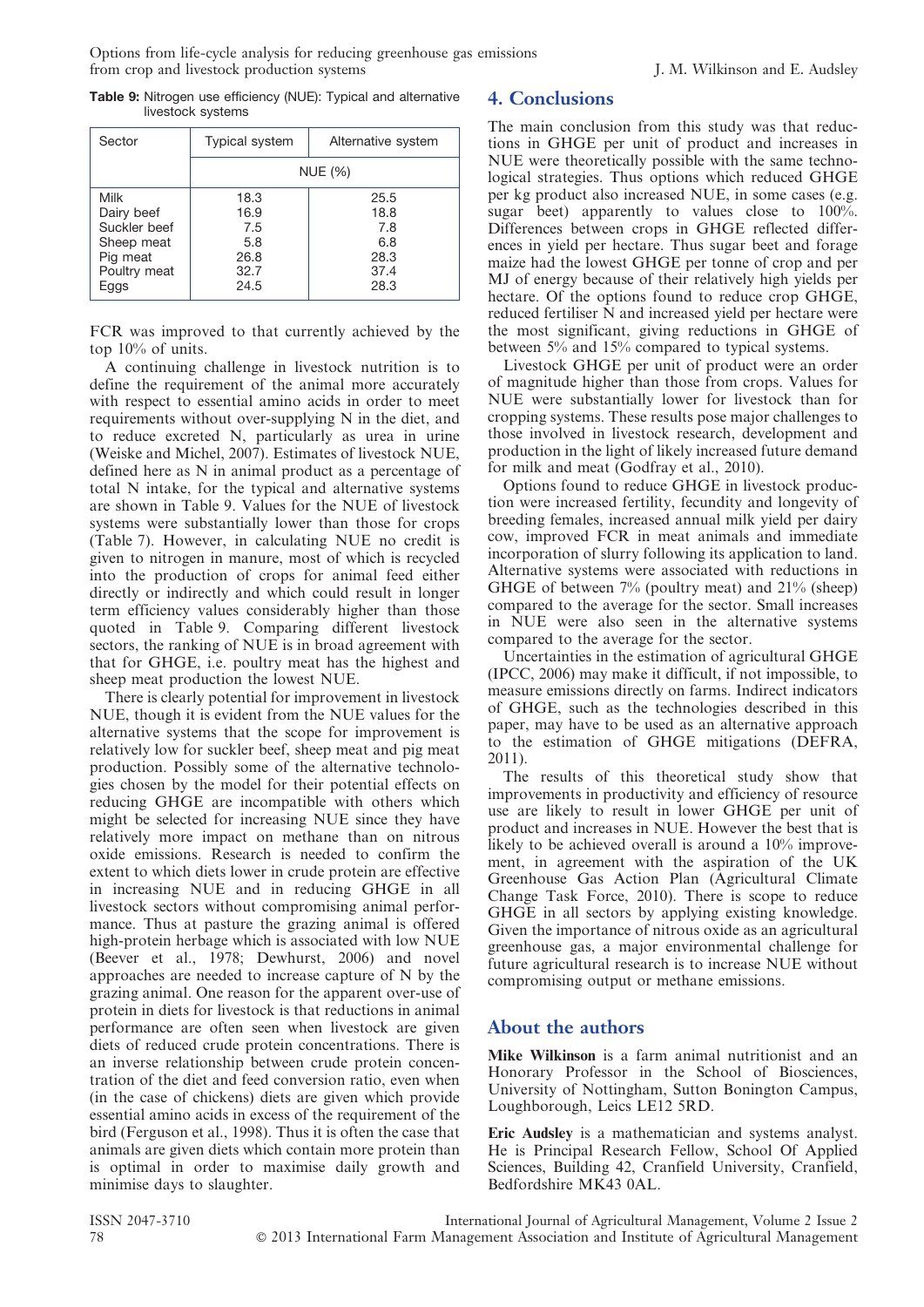**Table 9:** Nitrogen use efficiency (NUE): Typical and alternative livestock systems

| Sector | Typical system | Alternative system |
|---|---|---|
| | NUE (%) | |
| Milk | 18.3 | 25.5 |
| Dairy beef | 16.9 | 18.8 |
| Suckler beef | 7.5 | 7.8 |
| Sheep meat | 5.8 | 6.8 |
| Pig meat | 26.8 | 28.3 |
| Poultry meat | 32.7 | 37.4 |
| Eggs | 24.5 | 28.3 |

FCR was improved to that currently achieved by the top 10% of units.

A continuing challenge in livestock nutrition is to define the requirement of the animal more accurately with respect to essential amino acids in order to meet requirements without over-supplying N in the diet, and to reduce excreted N, particularly as urea in urine (Weiske and Michel, 2007). Estimates of livestock NUE, defined here as N in animal product as a percentage of total N intake, for the typical and alternative systems are shown in Table 9. Values for the NUE of livestock systems were substantially lower than those for crops (Table 7). However, in calculating NUE no credit is given to nitrogen in manure, most of which is recycled into the production of crops for animal feed either directly or indirectly and which could result in longer term efficiency values considerably higher than those quoted in Table 9. Comparing different livestock sectors, the ranking of NUE is in broad agreement with that for GHGE, i.e. poultry meat has the highest and sheep meat production the lowest NUE.

There is clearly potential for improvement in livestock NUE, though it is evident from the NUE values for the alternative systems that the scope for improvement is relatively low for suckler beef, sheep meat and pig meat production. Possibly some of the alternative technologies chosen by the model for their potential effects on reducing GHGE are incompatible with others which might be selected for increasing NUE since they have relatively more impact on methane than on nitrous oxide emissions. Research is needed to confirm the extent to which diets lower in crude protein are effective in increasing NUE and in reducing GHGE in all livestock sectors without compromising animal performance. Thus at pasture the grazing animal is offered high-protein herbage which is associated with low NUE (Beever et al., 1978; Dewhurst, 2006) and novel approaches are needed to increase capture of N by the grazing animal. One reason for the apparent over-use of protein in diets for livestock is that reductions in animal performance are often seen when livestock are given diets of reduced crude protein concentrations. There is an inverse relationship between crude protein concentration of the diet and feed conversion ratio, even when (in the case of chickens) diets are given which provide essential amino acids in excess of the requirement of the bird (Ferguson et al., 1998). Thus it is often the case that animals are given diets which contain more protein than is optimal in order to maximise daily growth and minimise days to slaughter.

## 4. Conclusions

The main conclusion from this study was that reductions in GHGE per unit of product and increases in NUE were theoretically possible with the same technological strategies. Thus options which reduced GHGE per kg product also increased NUE, in some cases (e.g. sugar beet) apparently to values close to 100%. Differences between crops in GHGE reflected differences in yield per hectare. Thus sugar beet and forage maize had the lowest GHGE per tonne of crop and per MJ of energy because of their relatively high yields per hectare. Of the options found to reduce crop GHGE, reduced fertiliser N and increased yield per hectare were the most significant, giving reductions in GHGE of between 5% and 15% compared to typical systems.

Livestock GHGE per unit of product were an order of magnitude higher than those from crops. Values for NUE were substantially lower for livestock than for cropping systems. These results pose major challenges to those involved in livestock research, development and production in the light of likely increased future demand for milk and meat (Godfray et al., 2010).

Options found to reduce GHGE in livestock production were increased fertility, fecundity and longevity of breeding females, increased annual milk yield per dairy cow, improved FCR in meat animals and immediate incorporation of slurry following its application to land. Alternative systems were associated with reductions in GHGE of between 7% (poultry meat) and 21% (sheep) compared to the average for the sector. Small increases in NUE were also seen in the alternative systems compared to the average for the sector.

Uncertainties in the estimation of agricultural GHGE (IPCC, 2006) may make it difficult, if not impossible, to measure emissions directly on farms. Indirect indicators of GHGE, such as the technologies described in this paper, may have to be used as an alternative approach to the estimation of GHGE mitigations (DEFRA, 2011).

The results of this theoretical study show that improvements in productivity and efficiency of resource use are likely to result in lower GHGE per unit of product and increases in NUE. However the best that is likely to be achieved overall is around a 10% improvement, in agreement with the aspiration of the UK Greenhouse Gas Action Plan (Agricultural Climate Change Task Force, 2010). There is scope to reduce GHGE in all sectors by applying existing knowledge. Given the importance of nitrous oxide as an agricultural greenhouse gas, a major environmental challenge for future agricultural research is to increase NUE without compromising output or methane emissions.

## About the authors

**Mike Wilkinson** is a farm animal nutritionist and an Honorary Professor in the School of Biosciences, University of Nottingham, Sutton Bonington Campus, Loughborough, Leics LE12 5RD.

**Eric Audsley** is a mathematician and systems analyst. He is Principal Research Fellow, School Of Applied Sciences, Building 42, Cranfield University, Cranfield, Bedfordshire MK43 0AL.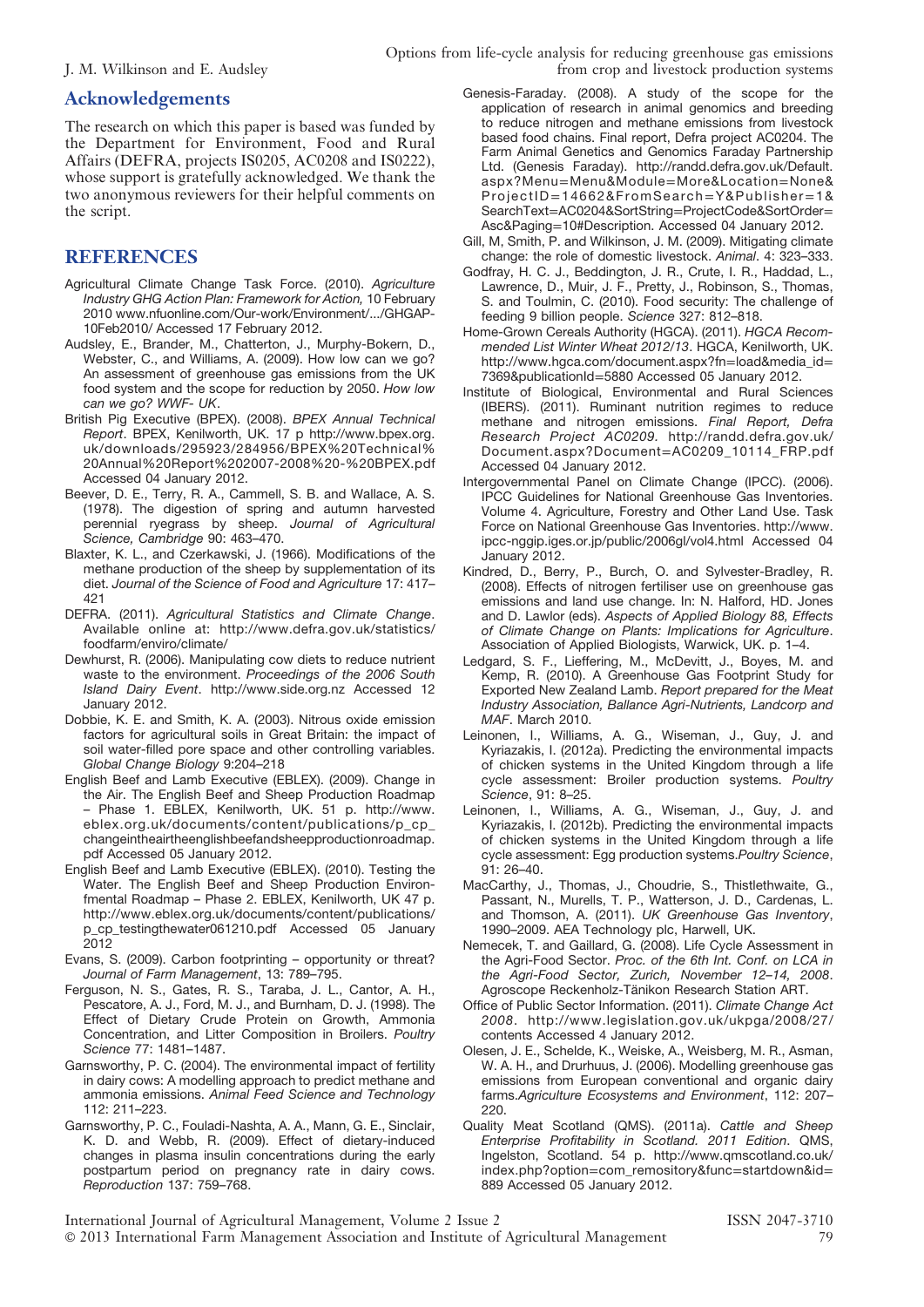## Acknowledgements

The research on which this paper is based was funded by the Department for Environment, Food and Rural Affairs (DEFRA, projects IS0205, AC0208 and IS0222), whose support is gratefully acknowledged. We thank the two anonymous reviewers for their helpful comments on the script.

## REFERENCES

Agricultural Climate Change Task Force. (2010). *Agriculture Industry GHG Action Plan: Framework for Action,* 10 February 2010 www.nfuonline.com/Our-work/Environment/.../GHGAP-10Feb2010/ Accessed 17 February 2012.

Audsley, E., Brander, M., Chatterton, J., Murphy-Bokern, D., Webster, C., and Williams, A. (2009). How low can we go? An assessment of greenhouse gas emissions from the UK food system and the scope for reduction by 2050. *How low can we go? WWF- UK*.

British Pig Executive (BPEX). (2008). *BPEX Annual Technical Report*. BPEX, Kenilworth, UK. 17 p http://www.bpex.org.uk/downloads/295923/284956/BPEX%20Technical%20Annual%20Report%202007-2008%20-%20BPEX.pdf Accessed 04 January 2012.

Beever, D. E., Terry, R. A., Cammell, S. B. and Wallace, A. S. (1978). The digestion of spring and autumn harvested perennial ryegrass by sheep. *Journal of Agricultural Science, Cambridge* 90: 463–470.

Blaxter, K. L., and Czerkawski, J. (1966). Modifications of the methane production of the sheep by supplementation of its diet. *Journal of the Science of Food and Agriculture* 17: 417–421

DEFRA. (2011). *Agricultural Statistics and Climate Change*. Available online at: http://www.defra.gov.uk/statistics/foodfarm/enviro/climate/

Dewhurst, R. (2006). Manipulating cow diets to reduce nutrient waste to the environment. *Proceedings of the 2006 South Island Dairy Event*. http://www.side.org.nz Accessed 12 January 2012.

Dobbie, K. E. and Smith, K. A. (2003). Nitrous oxide emission factors for agricultural soils in Great Britain: the impact of soil water-filled pore space and other controlling variables. *Global Change Biology* 9:204–218

English Beef and Lamb Executive (EBLEX). (2009). Change in the Air. The English Beef and Sheep Production Roadmap – Phase 1. EBLEX, Kenilworth, UK. 51 p. http://www.eblex.org.uk/documents/content/publications/p_cp_changeintheairtheenglishbeefandsheepproductionroadmap.pdf Accessed 05 January 2012.

English Beef and Lamb Executive (EBLEX). (2010). Testing the Water. The English Beef and Sheep Production Environmental Roadmap – Phase 2. EBLEX, Kenilworth, UK 47 p. http://www.eblex.org.uk/documents/content/publications/p_cp_testingthewater061210.pdf Accessed 05 January 2012

Evans, S. (2009). Carbon footprinting – opportunity or threat? *Journal of Farm Management*, 13: 789–795.

Ferguson, N. S., Gates, R. S., Taraba, J. L., Cantor, A. H., Pescatore, A. J., Ford, M. J., and Burnham, D. J. (1998). The Effect of Dietary Crude Protein on Growth, Ammonia Concentration, and Litter Composition in Broilers. *Poultry Science* 77: 1481–1487.

Garnsworthy, P. C. (2004). The environmental impact of fertility in dairy cows: A modelling approach to predict methane and ammonia emissions. *Animal Feed Science and Technology* 112: 211–223.

Garnsworthy, P. C., Fouladi-Nashta, A. A., Mann, G. E., Sinclair, K. D. and Webb, R. (2009). Effect of dietary-induced changes in plasma insulin concentrations during the early postpartum period on pregnancy rate in dairy cows. *Reproduction* 137: 759–768.

Genesis-Faraday. (2008). A study of the scope for the application of research in animal genomics and breeding to reduce nitrogen and methane emissions from livestock based food chains. Final report, Defra project AC0204. The Farm Animal Genetics and Genomics Faraday Partnership Ltd. (Genesis Faraday). http://randd.defra.gov.uk/Default.aspx?Menu=Menu&Module=More&Location=None&ProjectID=14662&FromSearch=Y&Publisher=1&SearchText=AC0204&SortString=ProjectCode&SortOrder=Asc&Paging=10#Description. Accessed 04 January 2012.

Gill, M, Smith, P. and Wilkinson, J. M. (2009). Mitigating climate change: the role of domestic livestock. *Animal*. 4: 323–333.

Godfray, H. C. J., Beddington, J. R., Crute, I. R., Haddad, L., Lawrence, D., Muir, J. F., Pretty, J., Robinson, S., Thomas, S. and Toulmin, C. (2010). Food security: The challenge of feeding 9 billion people. *Science* 327: 812–818.

Home-Grown Cereals Authority (HGCA). (2011). *HGCA Recommended List Winter Wheat 2012/13*. HGCA, Kenilworth, UK. http://www.hgca.com/document.aspx?fn=load&media_id=7369&publicationId=5880 Accessed 05 January 2012.

Institute of Biological, Environmental and Rural Sciences (IBERS). (2011). Ruminant nutrition regimes to reduce methane and nitrogen emissions. *Final Report, Defra Research Project AC0209.* http://randd.defra.gov.uk/Document.aspx?Document=AC0209_10114_FRP.pdf Accessed 04 January 2012.

Intergovernmental Panel on Climate Change (IPCC). (2006). IPCC Guidelines for National Greenhouse Gas Inventories. Volume 4. Agriculture, Forestry and Other Land Use. Task Force on National Greenhouse Gas Inventories. http://www.ipcc-nggip.iges.or.jp/public/2006gl/vol4.html Accessed 04 January 2012.

Kindred, D., Berry, P., Burch, O. and Sylvester-Bradley, R. (2008). Effects of nitrogen fertiliser use on greenhouse gas emissions and land use change. In: N. Halford, HD. Jones and D. Lawlor (eds). *Aspects of Applied Biology 88, Effects of Climate Change on Plants: Implications for Agriculture*. Association of Applied Biologists, Warwick, UK. p. 1–4.

Ledgard, S. F., Lieffering, M., McDevitt, J., Boyes, M. and Kemp, R. (2010). A Greenhouse Gas Footprint Study for Exported New Zealand Lamb. *Report prepared for the Meat Industry Association, Ballance Agri-Nutrients, Landcorp and MAF*. March 2010.

Leinonen, I., Williams, A. G., Wiseman, J., Guy, J. and Kyriazakis, I. (2012a). Predicting the environmental impacts of chicken systems in the United Kingdom through a life cycle assessment: Broiler production systems. *Poultry Science*, 91: 8–25.

Leinonen, I., Williams, A. G., Wiseman, J., Guy, J. and Kyriazakis, I. (2012b). Predicting the environmental impacts of chicken systems in the United Kingdom through a life cycle assessment: Egg production systems.*Poultry Science*, 91: 26–40.

MacCarthy, J., Thomas, J., Choudrie, S., Thistlethwaite, G., Passant, N., Murells, T. P., Watterson, J. D., Cardenas, L. and Thomson, A. (2011). *UK Greenhouse Gas Inventory*, 1990–2009. AEA Technology plc, Harwell, UK.

Nemecek, T. and Gaillard, G. (2008). Life Cycle Assessment in the Agri-Food Sector. *Proc. of the 6th Int. Conf. on LCA in the Agri-Food Sector, Zurich, November 12–14, 2008*. Agroscope Reckenholz-Tänikon Research Station ART.

Office of Public Sector Information. (2011). *Climate Change Act 2008*. http://www.legislation.gov.uk/ukpga/2008/27/contents Accessed 4 January 2012.

Olesen, J. E., Schelde, K., Weiske, A., Weisberg, M. R., Asman, W. A. H., and Drurhuus, J. (2006). Modelling greenhouse gas emissions from European conventional and organic dairy farms.*Agriculture Ecosystems and Environment*, 112: 207–220.

Quality Meat Scotland (QMS). (2011a). *Cattle and Sheep Enterprise Profitability in Scotland. 2011 Edition*. QMS, Ingelston, Scotland. 54 p. http://www.qmscotland.co.uk/index.php?option=com_remository&func=startdown&id=889 Accessed 05 January 2012.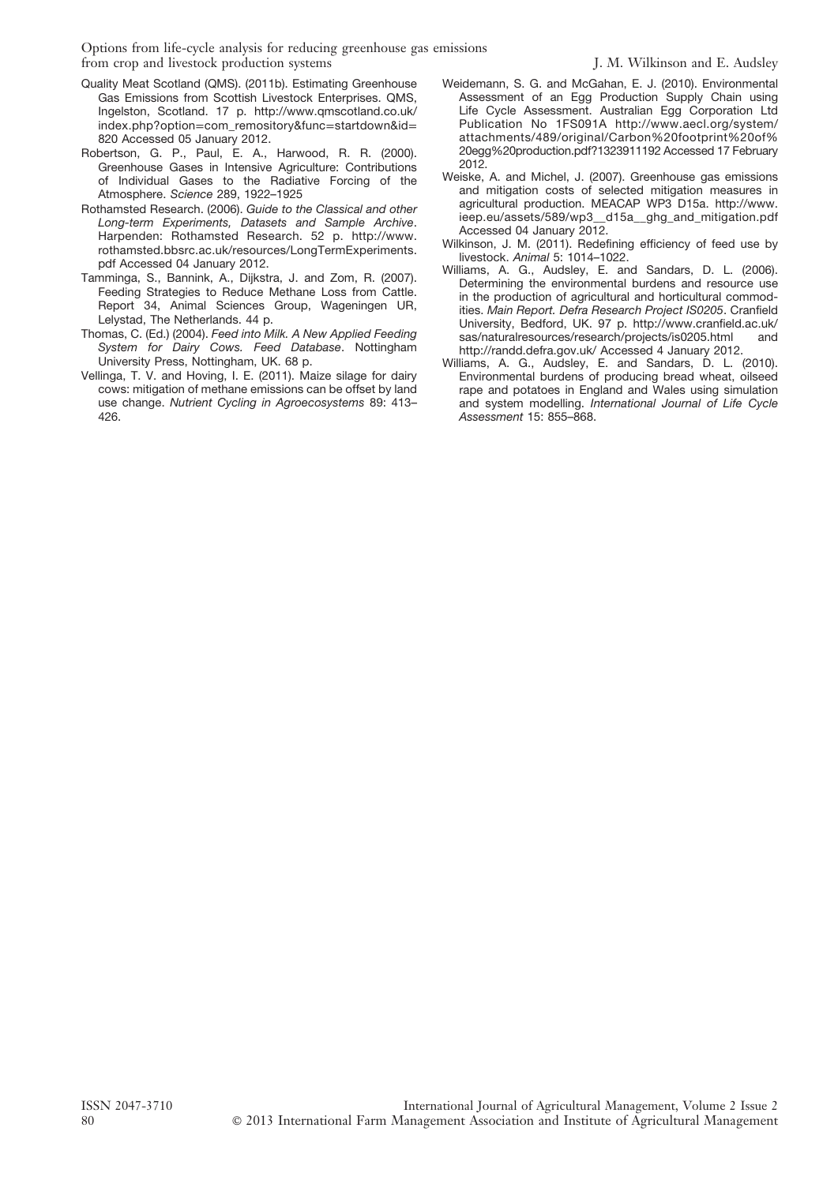Quality Meat Scotland (QMS). (2011b). Estimating Greenhouse Gas Emissions from Scottish Livestock Enterprises. QMS, Ingelston, Scotland. 17 p. http://www.qmscotland.co.uk/index.php?option=com_remository&func=startdown&id=820 Accessed 05 January 2012.

Robertson, G. P., Paul, E. A., Harwood, R. R. (2000). Greenhouse Gases in Intensive Agriculture: Contributions of Individual Gases to the Radiative Forcing of the Atmosphere. *Science* 289, 1922–1925

Rothamsted Research. (2006). *Guide to the Classical and other Long-term Experiments, Datasets and Sample Archive*. Harpenden: Rothamsted Research. 52 p. http://www.rothamsted.bbsrc.ac.uk/resources/LongTermExperiments.pdf Accessed 04 January 2012.

Tamminga, S., Bannink, A., Dijkstra, J. and Zom, R. (2007). Feeding Strategies to Reduce Methane Loss from Cattle. Report 34, Animal Sciences Group, Wageningen UR, Lelystad, The Netherlands. 44 p.

Thomas, C. (Ed.) (2004). *Feed into Milk. A New Applied Feeding System for Dairy Cows. Feed Database*. Nottingham University Press, Nottingham, UK. 68 p.

Vellinga, T. V. and Hoving, I. E. (2011). Maize silage for dairy cows: mitigation of methane emissions can be offset by land use change. *Nutrient Cycling in Agroecosystems* 89: 413–426.

Weidemann, S. G. and McGahan, E. J. (2010). Environmental Assessment of an Egg Production Supply Chain using Life Cycle Assessment. Australian Egg Corporation Ltd Publication No 1FS091A http://www.aecl.org/system/attachments/489/original/Carbon%20footprint%20of%20egg%20production.pdf?1323911192 Accessed 17 February 2012.

Weiske, A. and Michel, J. (2007). Greenhouse gas emissions and mitigation costs of selected mitigation measures in agricultural production. MEACAP WP3 D15a. http://www.ieep.eu/assets/589/wp3__d15a__ghg_and_mitigation.pdf Accessed 04 January 2012.

Wilkinson, J. M. (2011). Redefining efficiency of feed use by livestock. *Animal* 5: 1014–1022.

Williams, A. G., Audsley, E. and Sandars, D. L. (2006). Determining the environmental burdens and resource use in the production of agricultural and horticultural commodities. *Main Report. Defra Research Project IS0205*. Cranfield University, Bedford, UK. 97 p. http://www.cranfield.ac.uk/sas/naturalresources/research/projects/is0205.html and http://randd.defra.gov.uk/ Accessed 4 January 2012.

Williams, A. G., Audsley, E. and Sandars, D. L. (2010). Environmental burdens of producing bread wheat, oilseed rape and potatoes in England and Wales using simulation and system modelling. *International Journal of Life Cycle Assessment* 15: 855–868.